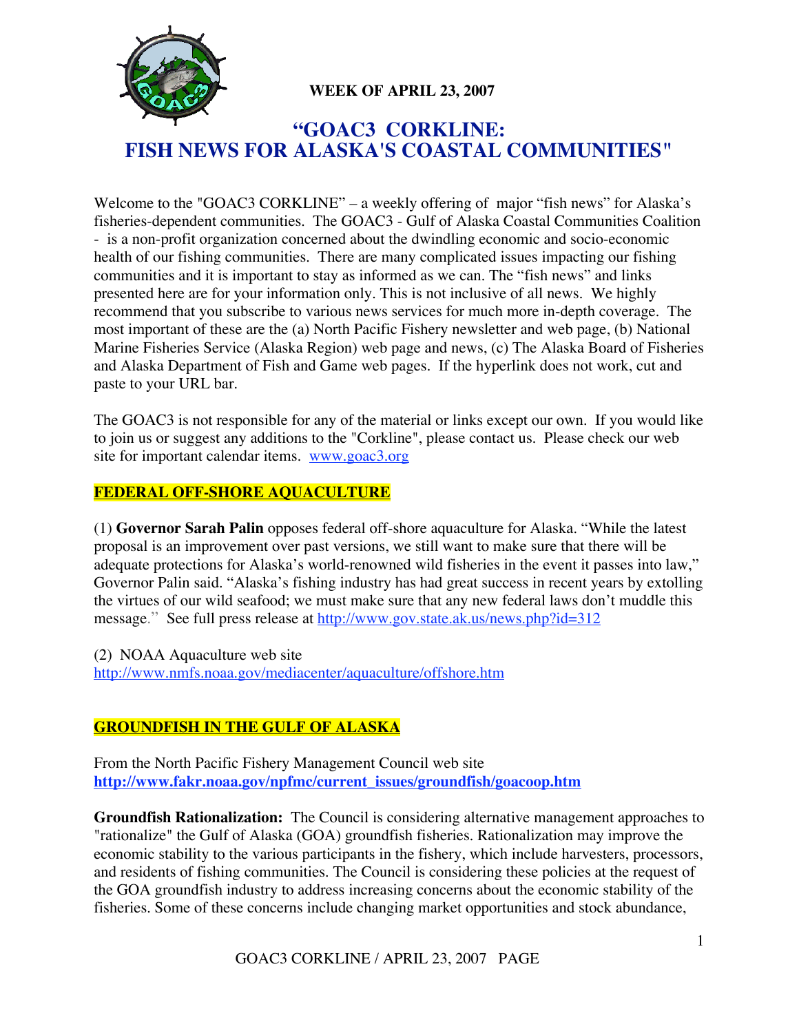**WEEK OF APRIL 23, 2007**

# "GOAC3 CORKLINE: FISH NEWS FOR ALASKA'S COASTAL COMMUNITIES"

Welcome to the "GOAC3 CORKLINE" – a weekly offering of major "fish news" for Alaska's fisheries-dependent communities. The GOAC3 - Gulf of Alaska Coastal Communities Coalition - is a non-profit organization concerned about the dwindling economic and socio-economic health of our fishing communities. There are many complicated issues impacting our fishing communities and it is important to stay as informed as we can. The "fish news" and links presented here are for your information only. This is not inclusive of all news. We highly recommend that you subscribe to various news services for much more in-depth coverage. The most important of these are the (a) North Pacific Fishery newsletter and web page, (b) National Marine Fisheries Service (Alaska Region) web page and news, (c) The Alaska Board of Fisheries and Alaska Department of Fish and Game web pages. If the hyperlink does not work, cut and paste to your URL bar.

The GOAC3 is not responsible for any of the material or links except our own. If you would like to join us or suggest any additions to the "Corkline", please contact us. Please check our web site for important calendar items. www.goac3.org

## FEDERAL OFF-SHORE AQUACULTURE

(1) **Governor Sarah Palin** opposes federal off-shore aquaculture for Alaska. "While the latest proposal is an improvement over past versions, we still want to make sure that there will be adequate protections for Alaska's world-renowned wild fisheries in the event it passes into law," Governor Palin said. "Alaska's fishing industry has had great success in recent years by extolling the virtues of our wild seafood; we must make sure that any new federal laws don't muddle this message." See full press release at http://www.gov.state.ak.us/news.php?id=312

(2) NOAA Aquaculture web site
http://www.nmfs.noaa.gov/mediacenter/aquaculture/offshore.htm

## GROUNDFISH IN THE GULF OF ALASKA

From the North Pacific Fishery Management Council web site
**http://www.fakr.noaa.gov/npfmc/current_issues/groundfish/goacoop.htm**

**Groundfish Rationalization:** The Council is considering alternative management approaches to "rationalize" the Gulf of Alaska (GOA) groundfish fisheries. Rationalization may improve the economic stability to the various participants in the fishery, which include harvesters, processors, and residents of fishing communities. The Council is considering these policies at the request of the GOA groundfish industry to address increasing concerns about the economic stability of the fisheries. Some of these concerns include changing market opportunities and stock abundance,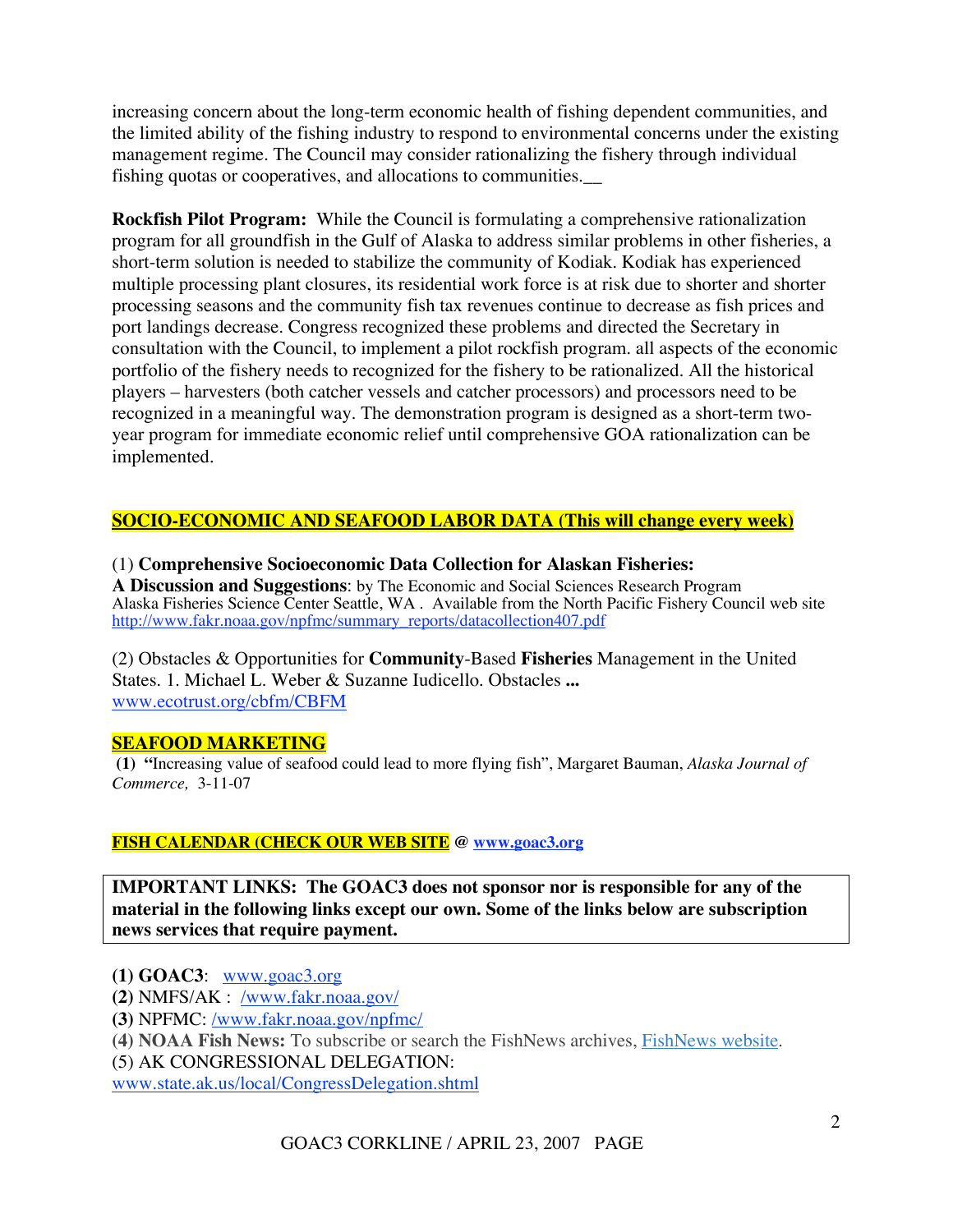increasing concern about the long-term economic health of fishing dependent communities, and the limited ability of the fishing industry to respond to environmental concerns under the existing management regime. The Council may consider rationalizing the fishery through individual fishing quotas or cooperatives, and allocations to communities.__

**Rockfish Pilot Program:** While the Council is formulating a comprehensive rationalization program for all groundfish in the Gulf of Alaska to address similar problems in other fisheries, a short-term solution is needed to stabilize the community of Kodiak. Kodiak has experienced multiple processing plant closures, its residential work force is at risk due to shorter and shorter processing seasons and the community fish tax revenues continue to decrease as fish prices and port landings decrease. Congress recognized these problems and directed the Secretary in consultation with the Council, to implement a pilot rockfish program. all aspects of the economic portfolio of the fishery needs to recognized for the fishery to be rationalized. All the historical players – harvesters (both catcher vessels and catcher processors) and processors need to be recognized in a meaningful way. The demonstration program is designed as a short-term two-year program for immediate economic relief until comprehensive GOA rationalization can be implemented.

## SOCIO-ECONOMIC AND SEAFOOD LABOR DATA (This will change every week)

(1) **Comprehensive Socioeconomic Data Collection for Alaskan Fisheries: A Discussion and Suggestions**: by The Economic and Social Sciences Research Program Alaska Fisheries Science Center Seattle, WA . Available from the North Pacific Fishery Council web site http://www.fakr.noaa.gov/npfmc/summary_reports/datacollection407.pdf

(2) Obstacles & Opportunities for **Community**-Based **Fisheries** Management in the United States. 1. Michael L. Weber & Suzanne Iudicello. Obstacles **...** www.ecotrust.org/cbfm/CBFM

## SEAFOOD MARKETING

**(1) "**Increasing value of seafood could lead to more flying fish", Margaret Bauman, *Alaska Journal of Commerce,* 3-11-07

## FISH CALENDAR (CHECK OUR WEB SITE @ www.goac3.org

**IMPORTANT LINKS: The GOAC3 does not sponsor nor is responsible for any of the material in the following links except our own. Some of the links below are subscription news services that require payment.**

**(1) GOAC3**: www.goac3.org
**(2)** NMFS/AK : /www.fakr.noaa.gov/
**(3)** NPFMC: /www.fakr.noaa.gov/npfmc/
**(4) NOAA Fish News:** To subscribe or search the FishNews archives, FishNews website.
(5) AK CONGRESSIONAL DELEGATION: www.state.ak.us/local/CongressDelegation.shtml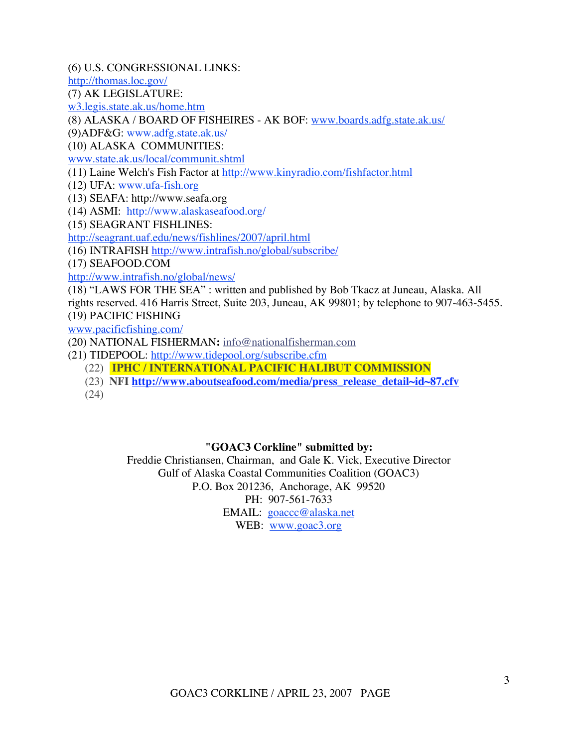(6) U.S. CONGRESSIONAL LINKS:
http://thomas.loc.gov/
(7) AK LEGISLATURE:
w3.legis.state.ak.us/home.htm
(8) ALASKA / BOARD OF FISHEIRES - AK BOF: www.boards.adfg.state.ak.us/
(9)ADF&G: www.adfg.state.ak.us/
(10) ALASKA COMMUNITIES:
www.state.ak.us/local/communit.shtml
(11) Laine Welch's Fish Factor at http://www.kinyradio.com/fishfactor.html
(12) UFA: www.ufa-fish.org
(13) SEAFA: http://www.seafa.org
(14) ASMI: http://www.alaskaseafood.org/
(15) SEAGRANT FISHLINES:
http://seagrant.uaf.edu/news/fishlines/2007/april.html
(16) INTRAFISH http://www.intrafish.no/global/subscribe/
(17) SEAFOOD.COM
http://www.intrafish.no/global/news/
(18) "LAWS FOR THE SEA" : written and published by Bob Tkacz at Juneau, Alaska. All rights reserved. 416 Harris Street, Suite 203, Juneau, AK 99801; by telephone to 907-463-5455.
(19) PACIFIC FISHING
www.pacificfishing.com/
(20) NATIONAL FISHERMAN**:** info@nationalfisherman.com
(21) TIDEPOOL: http://www.tidepool.org/subscribe.cfm
(22) **IPHC / INTERNATIONAL PACIFIC HALIBUT COMMISSION**
(23) **NFI http://www.aboutseafood.com/media/press_release_detail~id~87.cfv**
(24)

**"GOAC3 Corkline" submitted by:**
Freddie Christiansen, Chairman, and Gale K. Vick, Executive Director
Gulf of Alaska Coastal Communities Coalition (GOAC3)
P.O. Box 201236, Anchorage, AK 99520
PH: 907-561-7633
EMAIL: goaccc@alaska.net
WEB: www.goac3.org